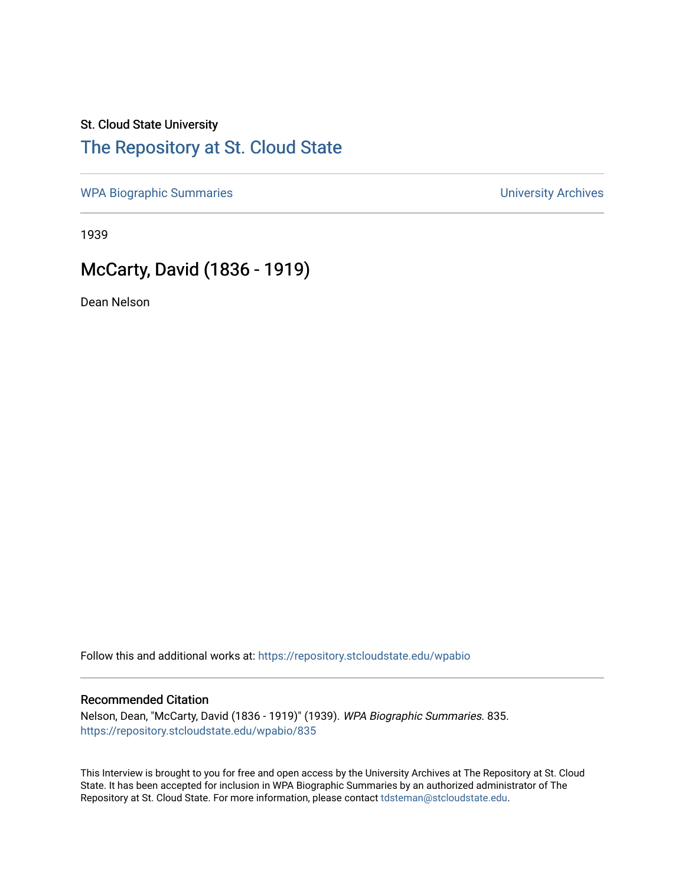St. Cloud State University

# The Repository at St. Cloud State

WPA Biographic Summaries

University Archives

1939

## McCarty, David (1836 - 1919)

Dean Nelson

Follow this and additional works at: https://repository.stcloudstate.edu/wpabio

### Recommended Citation

Nelson, Dean, "McCarty, David (1836 - 1919)" (1939). *WPA Biographic Summaries*. 835.
https://repository.stcloudstate.edu/wpabio/835

This Interview is brought to you for free and open access by the University Archives at The Repository at St. Cloud State. It has been accepted for inclusion in WPA Biographic Summaries by an authorized administrator of The Repository at St. Cloud State. For more information, please contact tdsteman@stcloudstate.edu.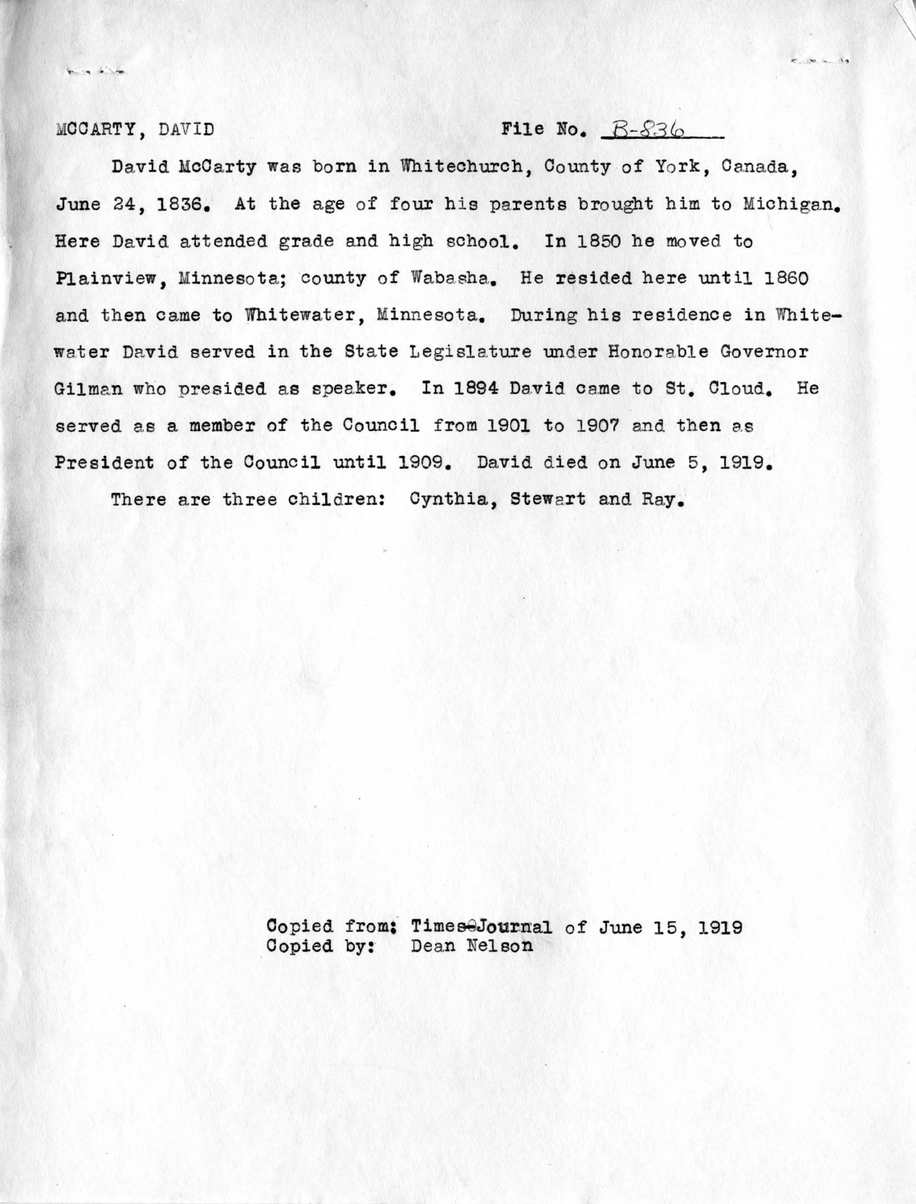MCCARTY, DAVID File No. B-836

David McCarty was born in Whitechurch, County of York, Canada, June 24, 1836. At the age of four his parents brought him to Michigan. Here David attended grade and high school. In 1850 he moved to Plainview, Minnesota; county of Wabasha. He resided here until 1860 and then came to Whitewater, Minnesota. During his residence in Whitewater David served in the State Legislature under Honorable Governor Gilman who presided as speaker. In 1894 David came to St. Cloud. He served as a member of the Council from 1901 to 1907 and then as President of the Council until 1909. David died on June 5, 1919.

There are three children: Cynthia, Stewart and Ray.

Copied from: Times-Journal of June 15, 1919
Copied by: Dean Nelson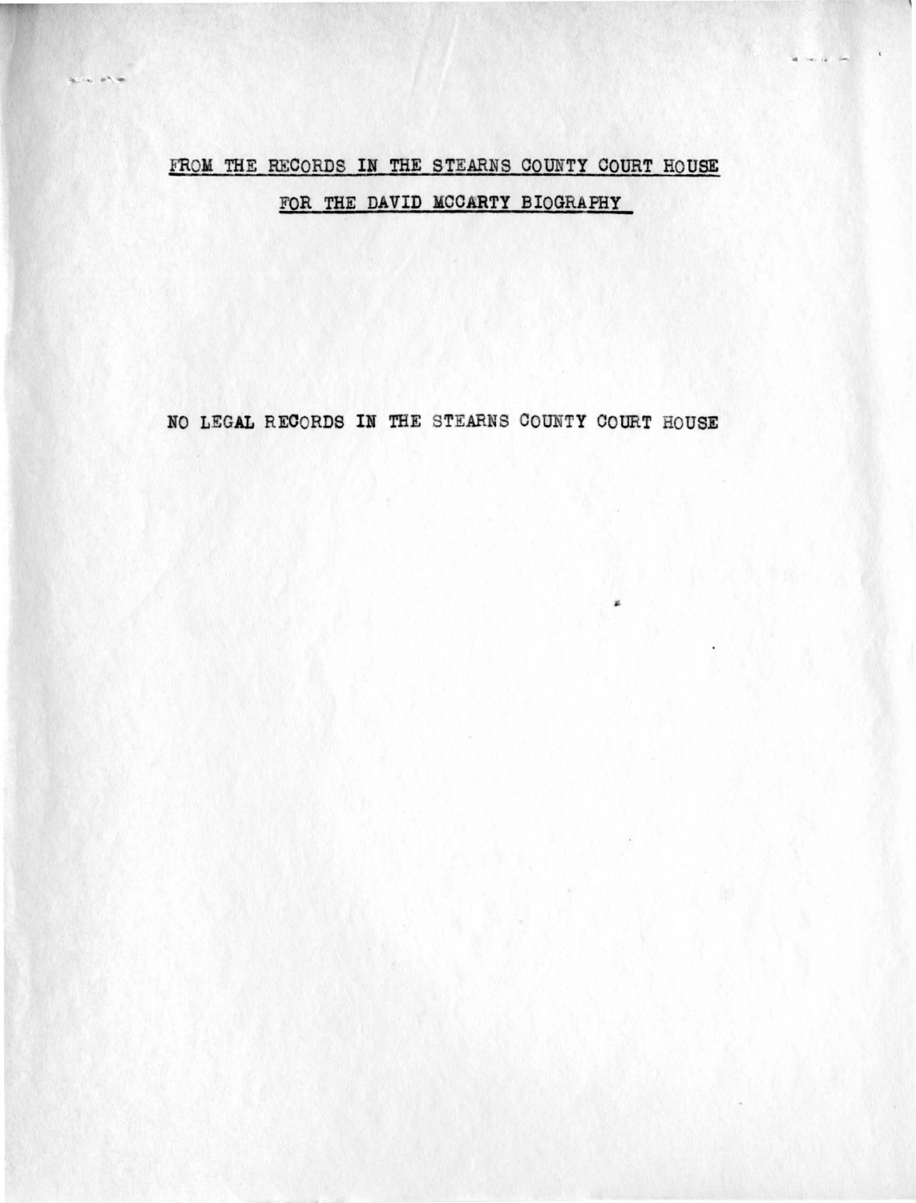FROM THE RECORDS IN THE STEARNS COUNTY COURT HOUSE

FOR THE DAVID MCCARTY BIOGRAPHY

NO LEGAL RECORDS IN THE STEARNS COUNTY COURT HOUSE